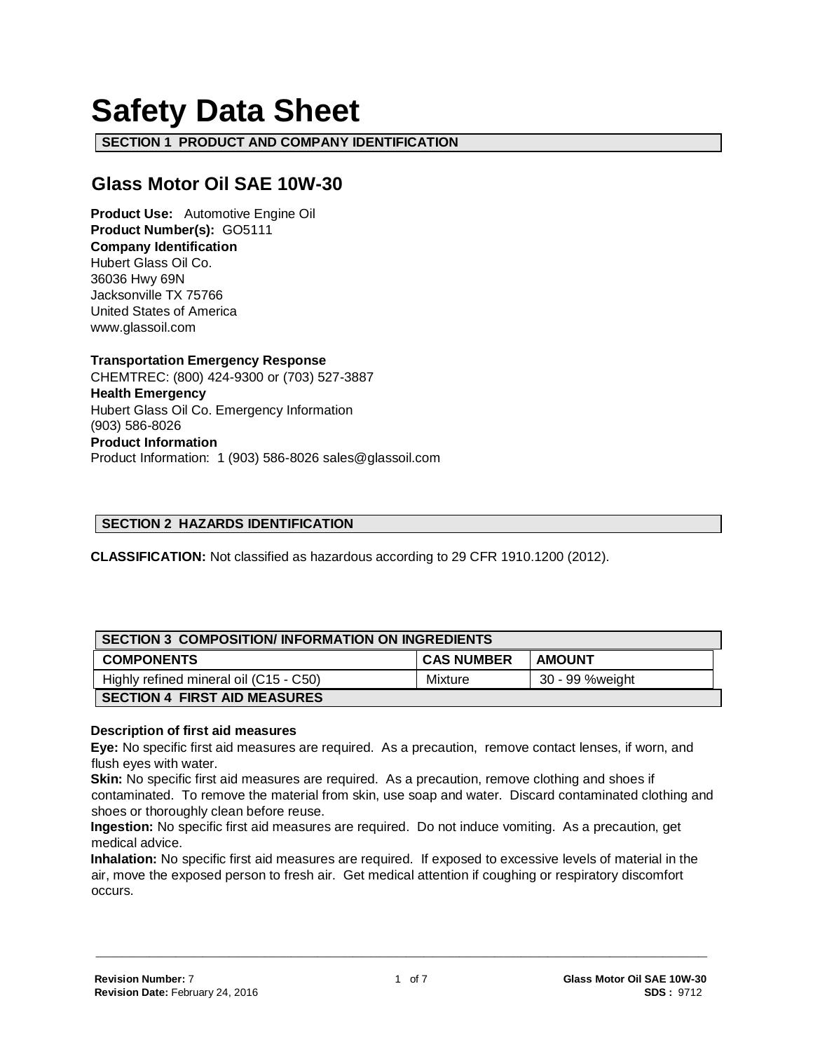# Safety Data Sheet

## SECTION 1 PRODUCT AND COMPANY IDENTIFICATION

## Glass Motor Oil SAE 10W-30

**Product Use:** Automotive Engine Oil
**Product Number(s):** GO5111
**Company Identification**
Hubert Glass Oil Co.
36036 Hwy 69N
Jacksonville TX 75766
United States of America
www.glassoil.com

**Transportation Emergency Response**
CHEMTREC: (800) 424-9300 or (703) 527-3887
**Health Emergency**
Hubert Glass Oil Co. Emergency Information
(903) 586-8026
**Product Information**
Product Information: 1 (903) 586-8026 sales@glassoil.com

## SECTION 2 HAZARDS IDENTIFICATION

**CLASSIFICATION:** Not classified as hazardous according to 29 CFR 1910.1200 (2012).

## SECTION 3 COMPOSITION/ INFORMATION ON INGREDIENTS

| COMPONENTS | CAS NUMBER | AMOUNT |
|---|---|---|
| Highly refined mineral oil (C15 - C50) | Mixture | 30 - 99 %weight |

## SECTION 4 FIRST AID MEASURES

**Description of first aid measures**

**Eye:** No specific first aid measures are required. As a precaution, remove contact lenses, if worn, and flush eyes with water.

**Skin:** No specific first aid measures are required. As a precaution, remove clothing and shoes if contaminated. To remove the material from skin, use soap and water. Discard contaminated clothing and shoes or thoroughly clean before reuse.

**Ingestion:** No specific first aid measures are required. Do not induce vomiting. As a precaution, get medical advice.

**Inhalation:** No specific first aid measures are required. If exposed to excessive levels of material in the air, move the exposed person to fresh air. Get medical attention if coughing or respiratory discomfort occurs.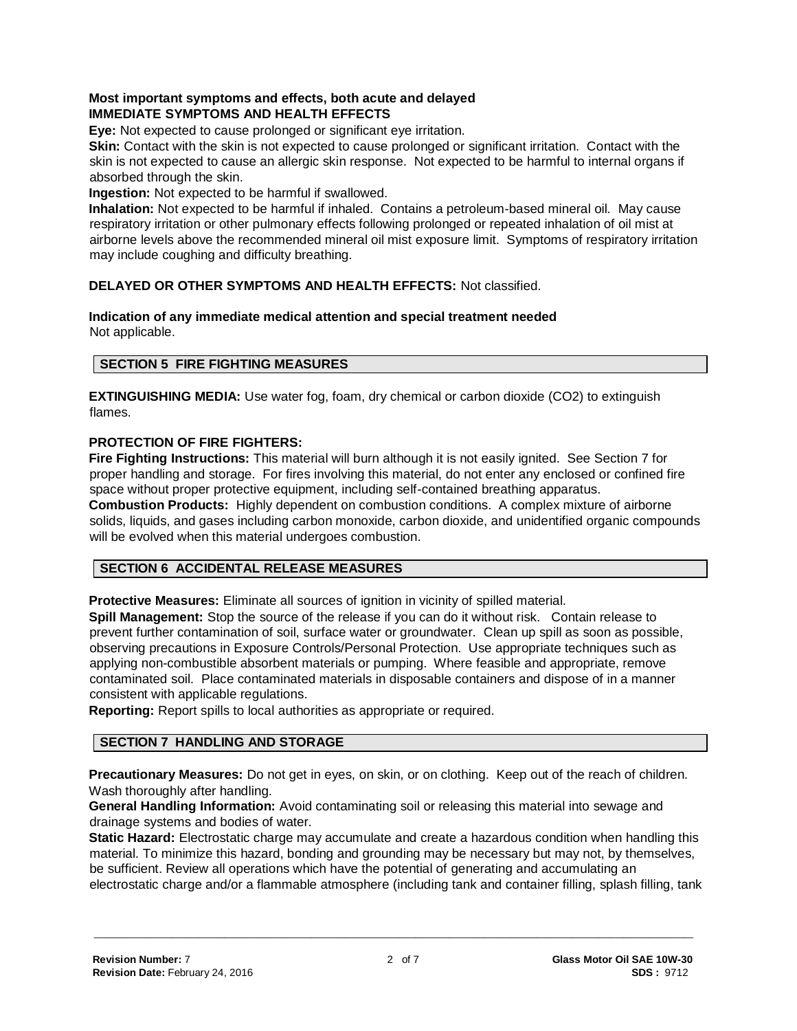**Most important symptoms and effects, both acute and delayed**

**IMMEDIATE SYMPTOMS AND HEALTH EFFECTS**

**Eye:** Not expected to cause prolonged or significant eye irritation.

**Skin:** Contact with the skin is not expected to cause prolonged or significant irritation. Contact with the skin is not expected to cause an allergic skin response. Not expected to be harmful to internal organs if absorbed through the skin.

**Ingestion:** Not expected to be harmful if swallowed.

**Inhalation:** Not expected to be harmful if inhaled. Contains a petroleum-based mineral oil. May cause respiratory irritation or other pulmonary effects following prolonged or repeated inhalation of oil mist at airborne levels above the recommended mineral oil mist exposure limit. Symptoms of respiratory irritation may include coughing and difficulty breathing.

**DELAYED OR OTHER SYMPTOMS AND HEALTH EFFECTS:** Not classified.

**Indication of any immediate medical attention and special treatment needed**

Not applicable.

## SECTION 5 FIRE FIGHTING MEASURES

**EXTINGUISHING MEDIA:** Use water fog, foam, dry chemical or carbon dioxide ($CO_2$) to extinguish flames.

**PROTECTION OF FIRE FIGHTERS:**

**Fire Fighting Instructions:** This material will burn although it is not easily ignited. See Section 7 for proper handling and storage. For fires involving this material, do not enter any enclosed or confined fire space without proper protective equipment, including self-contained breathing apparatus.

**Combustion Products:** Highly dependent on combustion conditions. A complex mixture of airborne solids, liquids, and gases including carbon monoxide, carbon dioxide, and unidentified organic compounds will be evolved when this material undergoes combustion.

## SECTION 6 ACCIDENTAL RELEASE MEASURES

**Protective Measures:** Eliminate all sources of ignition in vicinity of spilled material.

**Spill Management:** Stop the source of the release if you can do it without risk. Contain release to prevent further contamination of soil, surface water or groundwater. Clean up spill as soon as possible, observing precautions in Exposure Controls/Personal Protection. Use appropriate techniques such as applying non-combustible absorbent materials or pumping. Where feasible and appropriate, remove contaminated soil. Place contaminated materials in disposable containers and dispose of in a manner consistent with applicable regulations.

**Reporting:** Report spills to local authorities as appropriate or required.

## SECTION 7 HANDLING AND STORAGE

**Precautionary Measures:** Do not get in eyes, on skin, or on clothing. Keep out of the reach of children. Wash thoroughly after handling.

**General Handling Information:** Avoid contaminating soil or releasing this material into sewage and drainage systems and bodies of water.

**Static Hazard:** Electrostatic charge may accumulate and create a hazardous condition when handling this material. To minimize this hazard, bonding and grounding may be necessary but may not, by themselves, be sufficient. Review all operations which have the potential of generating and accumulating an electrostatic charge and/or a flammable atmosphere (including tank and container filling, splash filling, tank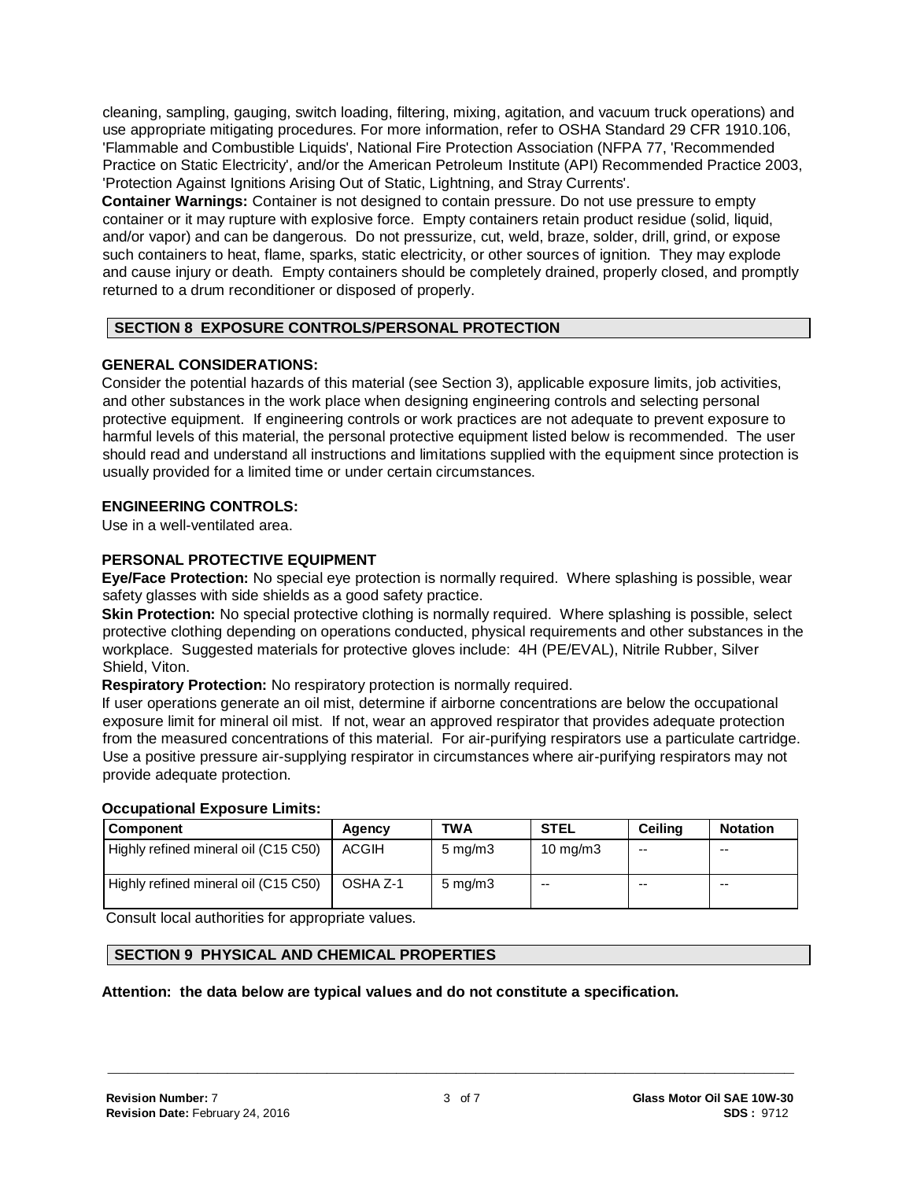cleaning, sampling, gauging, switch loading, filtering, mixing, agitation, and vacuum truck operations) and use appropriate mitigating procedures. For more information, refer to OSHA Standard 29 CFR 1910.106, 'Flammable and Combustible Liquids', National Fire Protection Association (NFPA 77, 'Recommended Practice on Static Electricity', and/or the American Petroleum Institute (API) Recommended Practice 2003, 'Protection Against Ignitions Arising Out of Static, Lightning, and Stray Currents'.

**Container Warnings:** Container is not designed to contain pressure. Do not use pressure to empty container or it may rupture with explosive force. Empty containers retain product residue (solid, liquid, and/or vapor) and can be dangerous. Do not pressurize, cut, weld, braze, solder, drill, grind, or expose such containers to heat, flame, sparks, static electricity, or other sources of ignition. They may explode and cause injury or death. Empty containers should be completely drained, properly closed, and promptly returned to a drum reconditioner or disposed of properly.

## SECTION 8 EXPOSURE CONTROLS/PERSONAL PROTECTION

### GENERAL CONSIDERATIONS:

Consider the potential hazards of this material (see Section 3), applicable exposure limits, job activities, and other substances in the work place when designing engineering controls and selecting personal protective equipment. If engineering controls or work practices are not adequate to prevent exposure to harmful levels of this material, the personal protective equipment listed below is recommended. The user should read and understand all instructions and limitations supplied with the equipment since protection is usually provided for a limited time or under certain circumstances.

### ENGINEERING CONTROLS:

Use in a well-ventilated area.

### PERSONAL PROTECTIVE EQUIPMENT

**Eye/Face Protection:** No special eye protection is normally required. Where splashing is possible, wear safety glasses with side shields as a good safety practice.

**Skin Protection:** No special protective clothing is normally required. Where splashing is possible, select protective clothing depending on operations conducted, physical requirements and other substances in the workplace. Suggested materials for protective gloves include: 4H (PE/EVAL), Nitrile Rubber, Silver Shield, Viton.

**Respiratory Protection:** No respiratory protection is normally required.

If user operations generate an oil mist, determine if airborne concentrations are below the occupational exposure limit for mineral oil mist. If not, wear an approved respirator that provides adequate protection from the measured concentrations of this material. For air-purifying respirators use a particulate cartridge. Use a positive pressure air-supplying respirator in circumstances where air-purifying respirators may not provide adequate protection.

**Occupational Exposure Limits:**

| Component | Agency | TWA | STEL | Ceiling | Notation |
|---|---|---|---|---|---|
| Highly refined mineral oil (C15 C50) | ACGIH | 5 mg/m3 | 10 mg/m3 | -- | -- |
| Highly refined mineral oil (C15 C50) | OSHA Z-1 | 5 mg/m3 | -- | -- | -- |

Consult local authorities for appropriate values.

## SECTION 9 PHYSICAL AND CHEMICAL PROPERTIES

**Attention: the data below are typical values and do not constitute a specification.**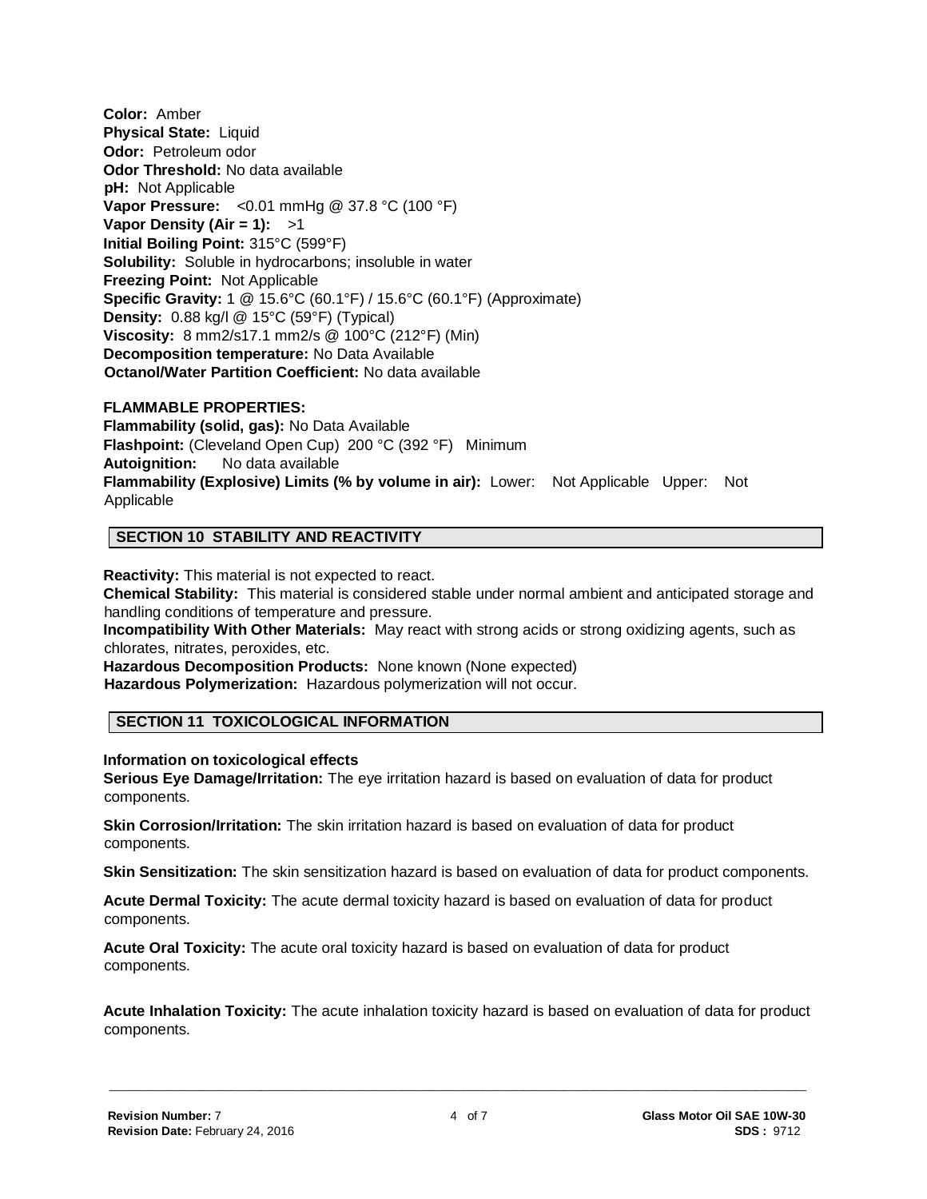**Color:** Amber
**Physical State:** Liquid
**Odor:** Petroleum odor
**Odor Threshold:** No data available
**pH:** Not Applicable
**Vapor Pressure:** <0.01 mmHg @ 37.8 °C (100 °F)
**Vapor Density (Air = 1):** >1
**Initial Boiling Point:** 315°C (599°F)
**Solubility:** Soluble in hydrocarbons; insoluble in water
**Freezing Point:** Not Applicable
**Specific Gravity:** 1 @ 15.6°C (60.1°F) / 15.6°C (60.1°F) (Approximate)
**Density:** 0.88 kg/l @ 15°C (59°F) (Typical)
**Viscosity:** 8 mm2/s17.1 mm2/s @ 100°C (212°F) (Min)
**Decomposition temperature:** No Data Available
**Octanol/Water Partition Coefficient:** No data available

**FLAMMABLE PROPERTIES:**
**Flammability (solid, gas):** No Data Available
**Flashpoint:** (Cleveland Open Cup) 200 °C (392 °F) Minimum
**Autoignition:** No data available
**Flammability (Explosive) Limits (% by volume in air):** Lower: Not Applicable Upper: Not Applicable

## SECTION 10 STABILITY AND REACTIVITY

**Reactivity:** This material is not expected to react.
**Chemical Stability:** This material is considered stable under normal ambient and anticipated storage and handling conditions of temperature and pressure.
**Incompatibility With Other Materials:** May react with strong acids or strong oxidizing agents, such as chlorates, nitrates, peroxides, etc.
**Hazardous Decomposition Products:** None known (None expected)
**Hazardous Polymerization:** Hazardous polymerization will not occur.

## SECTION 11 TOXICOLOGICAL INFORMATION

**Information on toxicological effects**
**Serious Eye Damage/Irritation:** The eye irritation hazard is based on evaluation of data for product components.

**Skin Corrosion/Irritation:** The skin irritation hazard is based on evaluation of data for product components.

**Skin Sensitization:** The skin sensitization hazard is based on evaluation of data for product components.

**Acute Dermal Toxicity:** The acute dermal toxicity hazard is based on evaluation of data for product components.

**Acute Oral Toxicity:** The acute oral toxicity hazard is based on evaluation of data for product components.

**Acute Inhalation Toxicity:** The acute inhalation toxicity hazard is based on evaluation of data for product components.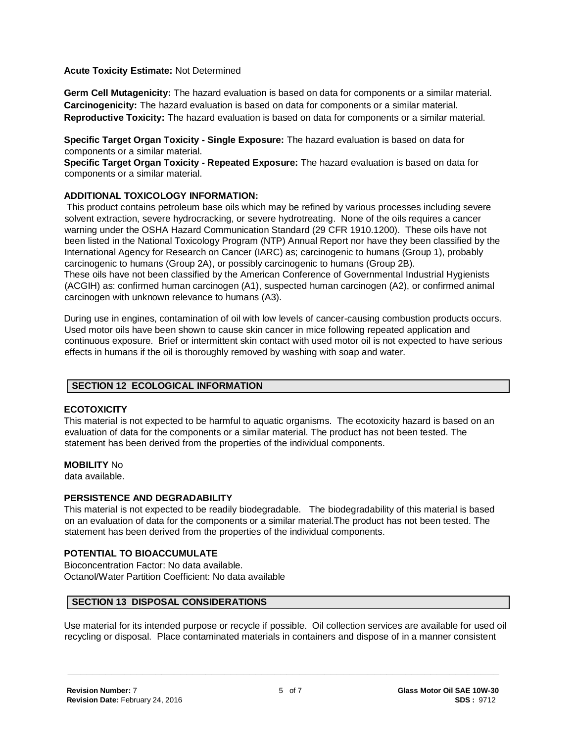**Acute Toxicity Estimate:** Not Determined

**Germ Cell Mutagenicity:** The hazard evaluation is based on data for components or a similar material.
**Carcinogenicity:** The hazard evaluation is based on data for components or a similar material.
**Reproductive Toxicity:** The hazard evaluation is based on data for components or a similar material.

**Specific Target Organ Toxicity - Single Exposure:** The hazard evaluation is based on data for components or a similar material.
**Specific Target Organ Toxicity - Repeated Exposure:** The hazard evaluation is based on data for components or a similar material.

**ADDITIONAL TOXICOLOGY INFORMATION:**
This product contains petroleum base oils which may be refined by various processes including severe solvent extraction, severe hydrocracking, or severe hydrotreating. None of the oils requires a cancer warning under the OSHA Hazard Communication Standard (29 CFR 1910.1200). These oils have not been listed in the National Toxicology Program (NTP) Annual Report nor have they been classified by the International Agency for Research on Cancer (IARC) as; carcinogenic to humans (Group 1), probably carcinogenic to humans (Group 2A), or possibly carcinogenic to humans (Group 2B).
These oils have not been classified by the American Conference of Governmental Industrial Hygienists (ACGIH) as: confirmed human carcinogen (A1), suspected human carcinogen (A2), or confirmed animal carcinogen with unknown relevance to humans (A3).

During use in engines, contamination of oil with low levels of cancer-causing combustion products occurs. Used motor oils have been shown to cause skin cancer in mice following repeated application and continuous exposure. Brief or intermittent skin contact with used motor oil is not expected to have serious effects in humans if the oil is thoroughly removed by washing with soap and water.

## SECTION 12 ECOLOGICAL INFORMATION

**ECOTOXICITY**
This material is not expected to be harmful to aquatic organisms. The ecotoxicity hazard is based on an evaluation of data for the components or a similar material. The product has not been tested. The statement has been derived from the properties of the individual components.

**MOBILITY** No data available.

**PERSISTENCE AND DEGRADABILITY**
This material is not expected to be readily biodegradable. The biodegradability of this material is based on an evaluation of data for the components or a similar material.The product has not been tested. The statement has been derived from the properties of the individual components.

**POTENTIAL TO BIOACCUMULATE**
Bioconcentration Factor: No data available.
Octanol/Water Partition Coefficient: No data available

## SECTION 13 DISPOSAL CONSIDERATIONS

Use material for its intended purpose or recycle if possible. Oil collection services are available for used oil recycling or disposal. Place contaminated materials in containers and dispose of in a manner consistent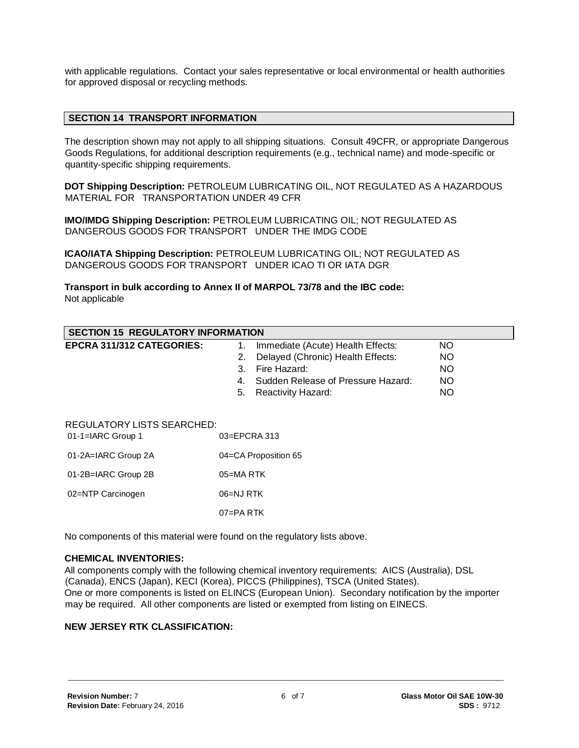with applicable regulations. Contact your sales representative or local environmental or health authorities for approved disposal or recycling methods.

## SECTION 14 TRANSPORT INFORMATION

The description shown may not apply to all shipping situations. Consult 49CFR, or appropriate Dangerous Goods Regulations, for additional description requirements (e.g., technical name) and mode-specific or quantity-specific shipping requirements.

**DOT Shipping Description:** PETROLEUM LUBRICATING OIL, NOT REGULATED AS A HAZARDOUS MATERIAL FOR TRANSPORTATION UNDER 49 CFR

**IMO/IMDG Shipping Description:** PETROLEUM LUBRICATING OIL; NOT REGULATED AS DANGEROUS GOODS FOR TRANSPORT UNDER THE IMDG CODE

**ICAO/IATA Shipping Description:** PETROLEUM LUBRICATING OIL; NOT REGULATED AS DANGEROUS GOODS FOR TRANSPORT UNDER ICAO TI OR IATA DGR

**Transport in bulk according to Annex II of MARPOL 73/78 and the IBC code:**
Not applicable

## SECTION 15 REGULATORY INFORMATION

**EPCRA 311/312 CATEGORIES:**

| | |
|---|---|
| 1. Immediate (Acute) Health Effects: | NO |
| 2. Delayed (Chronic) Health Effects: | NO |
| 3. Fire Hazard: | NO |
| 4. Sudden Release of Pressure Hazard: | NO |
| 5. Reactivity Hazard: | NO |

REGULATORY LISTS SEARCHED:

| | |
|---|---|
| 01-1=IARC Group 1 | 03=EPCRA 313 |
| 01-2A=IARC Group 2A | 04=CA Proposition 65 |
| 01-2B=IARC Group 2B | 05=MA RTK |
| 02=NTP Carcinogen | 06=NJ RTK |
| | 07=PA RTK |

No components of this material were found on the regulatory lists above.

**CHEMICAL INVENTORIES:**

All components comply with the following chemical inventory requirements: AICS (Australia), DSL (Canada), ENCS (Japan), KECI (Korea), PICCS (Philippines), TSCA (United States).
One or more components is listed on ELINCS (European Union). Secondary notification by the importer may be required. All other components are listed or exempted from listing on EINECS.

**NEW JERSEY RTK CLASSIFICATION:**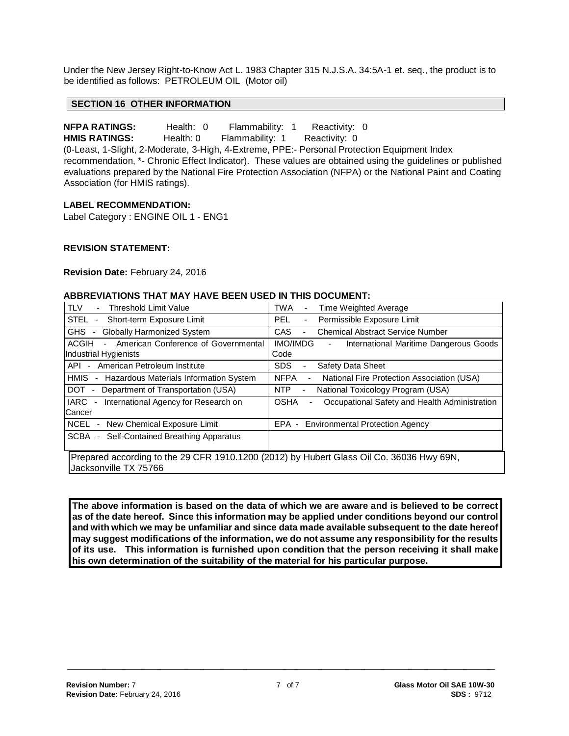Under the New Jersey Right-to-Know Act L. 1983 Chapter 315 N.J.S.A. 34:5A-1 et. seq., the product is to be identified as follows: PETROLEUM OIL (Motor oil)

## SECTION 16 OTHER INFORMATION

**NFPA RATINGS:** Health: 0 Flammability: 1 Reactivity: 0
**HMIS RATINGS:** Health: 0 Flammability: 1 Reactivity: 0
(0-Least, 1-Slight, 2-Moderate, 3-High, 4-Extreme, PPE:- Personal Protection Equipment Index recommendation, *- Chronic Effect Indicator). These values are obtained using the guidelines or published evaluations prepared by the National Fire Protection Association (NFPA) or the National Paint and Coating Association (for HMIS ratings).

**LABEL RECOMMENDATION:**
Label Category : ENGINE OIL 1 - ENG1

**REVISION STATEMENT:**

**Revision Date:** February 24, 2016

**ABBREVIATIONS THAT MAY HAVE BEEN USED IN THIS DOCUMENT:**

| | |
|---|---|
| TLV - Threshold Limit Value | TWA - Time Weighted Average |
| STEL - Short-term Exposure Limit | PEL - Permissible Exposure Limit |
| GHS - Globally Harmonized System | CAS - Chemical Abstract Service Number |
| ACGIH - American Conference of Governmental Industrial Hygienists | IMO/IMDG - International Maritime Dangerous Goods Code |
| API - American Petroleum Institute | SDS - Safety Data Sheet |
| HMIS - Hazardous Materials Information System | NFPA - National Fire Protection Association (USA) |
| DOT - Department of Transportation (USA) | NTP - National Toxicology Program (USA) |
| IARC - International Agency for Research on Cancer | OSHA - Occupational Safety and Health Administration |
| NCEL - New Chemical Exposure Limit | EPA - Environmental Protection Agency |
| SCBA - Self-Contained Breathing Apparatus | |

Prepared according to the 29 CFR 1910.1200 (2012) by Hubert Glass Oil Co. 36036 Hwy 69N, Jacksonville TX 75766

**The above information is based on the data of which we are aware and is believed to be correct as of the date hereof. Since this information may be applied under conditions beyond our control and with which we may be unfamiliar and since data made available subsequent to the date hereof may suggest modifications of the information, we do not assume any responsibility for the results of its use. This information is furnished upon condition that the person receiving it shall make his own determination of the suitability of the material for his particular purpose.**